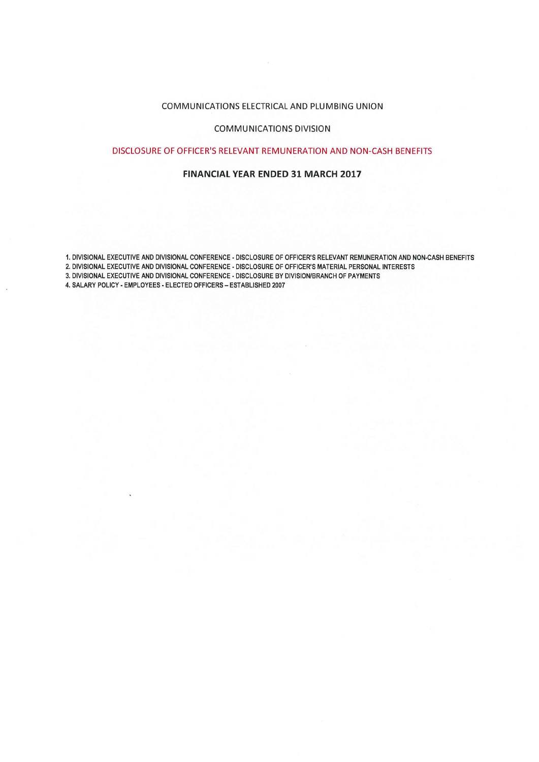# COMMUNICATIONS ELECTRICAL AND PLUMBING UNION

## COMMUNICATIONS DIVISION

## DISCLOSURE OF OFFICER'S RELEVANT REMUNERATION AND NON-CASH BENEFITS

### FINANCIAL YEAR ENDED 31 MARCH 2017

1. DIVISIONAL EXECUTIVE AND DIVISIONAL CONFERENCE - DISCLOSURE OF OFFICER'S RELEVANT REMUNERATION AND NON-CASH BENEFITS
2. DIVISIONAL EXECUTIVE AND DIVISIONAL CONFERENCE - DISCLOSURE OF OFFICER'S MATERIAL PERSONAL INTERESTS
3. DIVISIONAL EXECUTIVE AND DIVISIONAL CONFERENCE - DISCLOSURE BY DIVISION/BRANCH OF PAYMENTS
4. SALARY POLICY - EMPLOYEES - ELECTED OFFICERS – ESTABLISHED 2007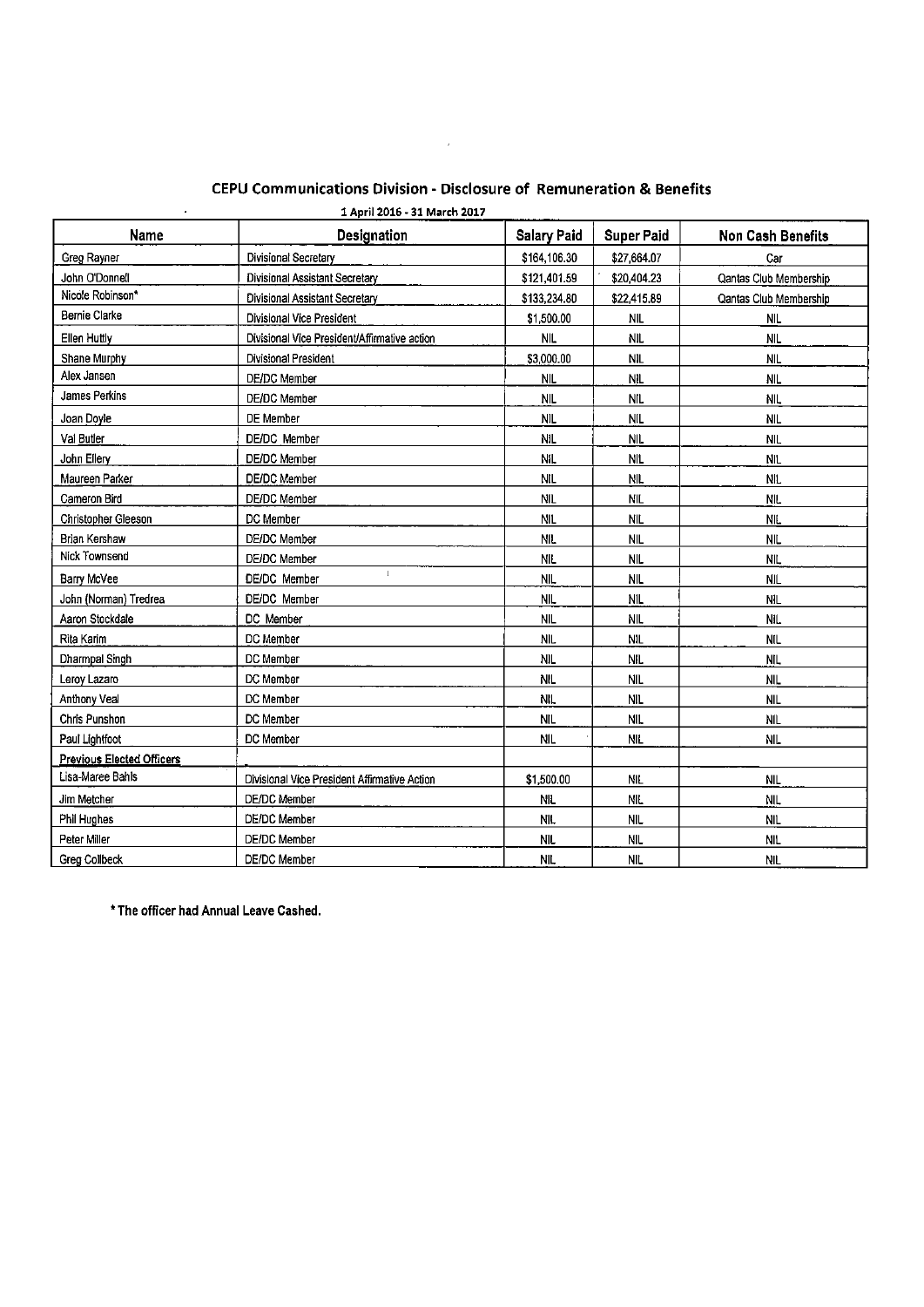## CEPU Communications Division - Disclosure of Remuneration & Benefits

1 April 2016 - 31 March 2017

| Name | Designation | Salary Paid | Super Paid | Non Cash Benefits |
|---|---|---|---|---|
| Greg Rayner | Divisional Secretary | $164,106.30 | $27,664.07 | Car |
| John O'Donnell | Divisional Assistant Secretary | $121,401.59 | $20,404.23 | Qantas Club Membership |
| Nicole Robinson* | Divisional Assistant Secretary | $133,234.80 | $22,415.89 | Qantas Club Membership |
| Bernie Clarke | Divisional Vice President | $1,500.00 | NIL | NIL |
| Ellen Huttly | Divisional Vice President/Affirmative action | NIL | NIL | NIL |
| Shane Murphy | Divisional President | $3,000.00 | NIL | NIL |
| Alex Jansen | DE/DC Member | NIL | NIL | NIL |
| James Perkins | DE/DC Member | NIL | NIL | NIL |
| Joan Doyle | DE Member | NIL | NIL | NIL |
| Val Butler | DE/DC Member | NIL | NIL | NIL |
| John Ellery | DE/DC Member | NIL | NIL | NIL |
| Maureen Parker | DE/DC Member | NIL | NIL | NIL |
| Cameron Bird | DE/DC Member | NIL | NIL | NIL |
| Christopher Gleeson | DC Member | NIL | NIL | NIL |
| Brian Kershaw | DE/DC Member | NIL | NIL | NIL |
| Nick Townsend | DE/DC Member | NIL | NIL | NIL |
| Barry McVee | DE/DC Member | NIL | NIL | NIL |
| John (Norman) Tredrea | DE/DC Member | NIL | NIL | NIL |
| Aaron Stockdale | DC Member | NIL | NIL | NIL |
| Rita Karim | DC Member | NIL | NIL | NIL |
| Dharmpal Singh | DC Member | NIL | NIL | NIL |
| Leroy Lazaro | DC Member | NIL | NIL | NIL |
| Anthony Veal | DC Member | NIL | NIL | NIL |
| Chris Punshon | DC Member | NIL | NIL | NIL |
| Paul Lightfoot | DC Member | NIL | NIL | NIL |
| **Previous Elected Officers** | | | | |
| Lisa-Maree Bahls | Divisional Vice President Affirmative Action | $1,500.00 | NIL | NIL |
| Jim Metcher | DE/DC Member | NIL | NIL | NIL |
| Phil Hughes | DE/DC Member | NIL | NIL | NIL |
| Peter Miller | DE/DC Member | NIL | NIL | NIL |
| Greg Collbeck | DE/DC Member | NIL | NIL | NIL |

**\* The officer had Annual Leave Cashed.**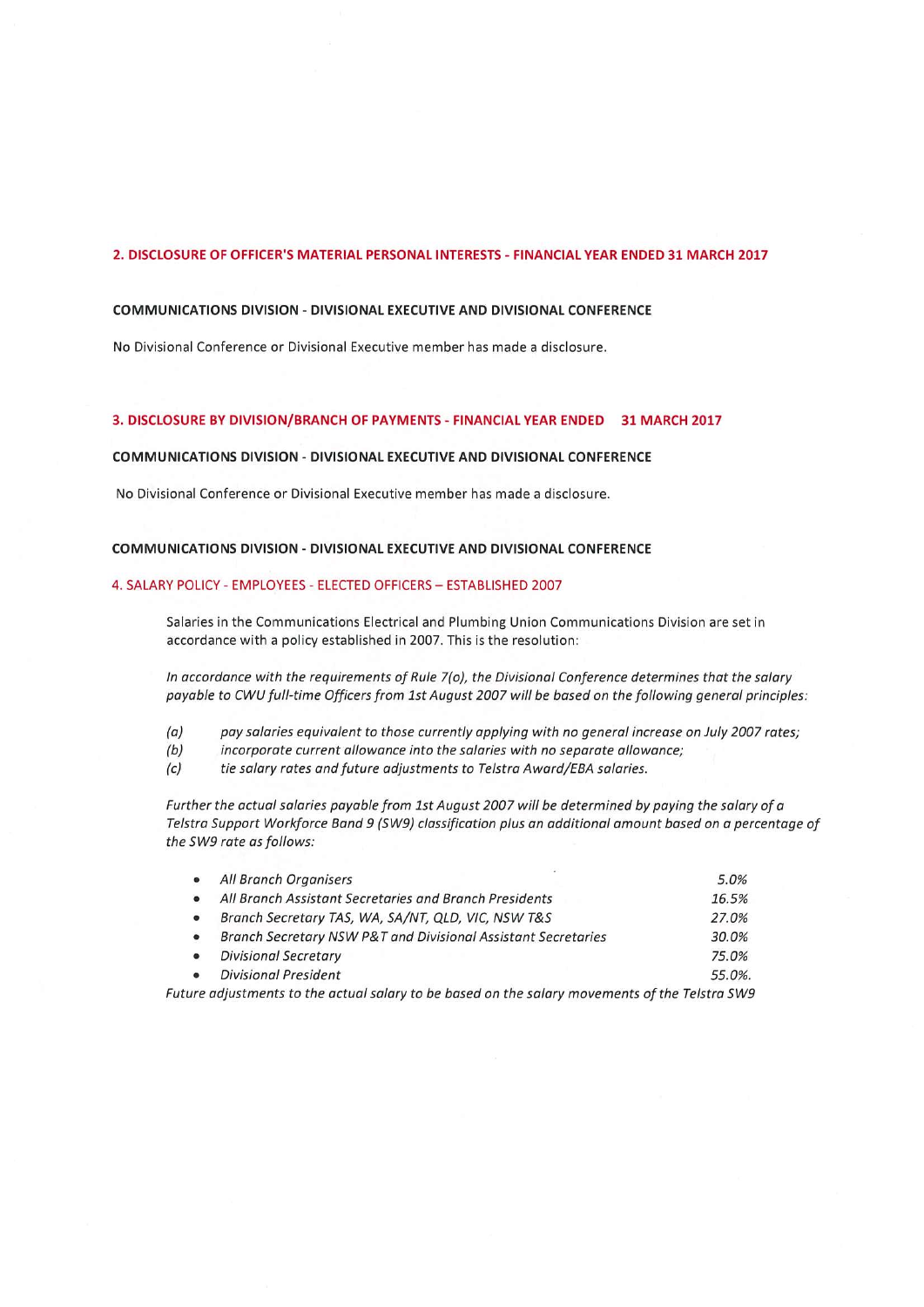## 2. DISCLOSURE OF OFFICER'S MATERIAL PERSONAL INTERESTS - FINANCIAL YEAR ENDED 31 MARCH 2017

### COMMUNICATIONS DIVISION - DIVISIONAL EXECUTIVE AND DIVISIONAL CONFERENCE

No Divisional Conference or Divisional Executive member has made a disclosure.

## 3. DISCLOSURE BY DIVISION/BRANCH OF PAYMENTS - FINANCIAL YEAR ENDED 31 MARCH 2017

### COMMUNICATIONS DIVISION - DIVISIONAL EXECUTIVE AND DIVISIONAL CONFERENCE

No Divisional Conference or Divisional Executive member has made a disclosure.

### COMMUNICATIONS DIVISION - DIVISIONAL EXECUTIVE AND DIVISIONAL CONFERENCE

## 4. SALARY POLICY - EMPLOYEES - ELECTED OFFICERS – ESTABLISHED 2007

Salaries in the Communications Electrical and Plumbing Union Communications Division are set in accordance with a policy established in 2007. This is the resolution:

*In accordance with the requirements of Rule 7(o), the Divisional Conference determines that the salary payable to CWU full-time Officers from 1st August 2007 will be based on the following general principles:*

*(a) pay salaries equivalent to those currently applying with no general increase on July 2007 rates;*
*(b) incorporate current allowance into the salaries with no separate allowance;*
*(c) tie salary rates and future adjustments to Telstra Award/EBA salaries.*

*Further the actual salaries payable from 1st August 2007 will be determined by paying the salary of a Telstra Support Workforce Band 9 (SW9) classification plus an additional amount based on a percentage of the SW9 rate as follows:*

| | |
|---|---|
| • *All Branch Organisers* | *5.0%* |
| • *All Branch Assistant Secretaries and Branch Presidents* | *16.5%* |
| • *Branch Secretary TAS, WA, SA/NT, QLD, VIC, NSW T&S* | *27.0%* |
| • *Branch Secretary NSW P&T and Divisional Assistant Secretaries* | *30.0%* |
| • *Divisional Secretary* | *75.0%* |
| • *Divisional President* | *55.0%.* |

*Future adjustments to the actual salary to be based on the salary movements of the Telstra SW9*